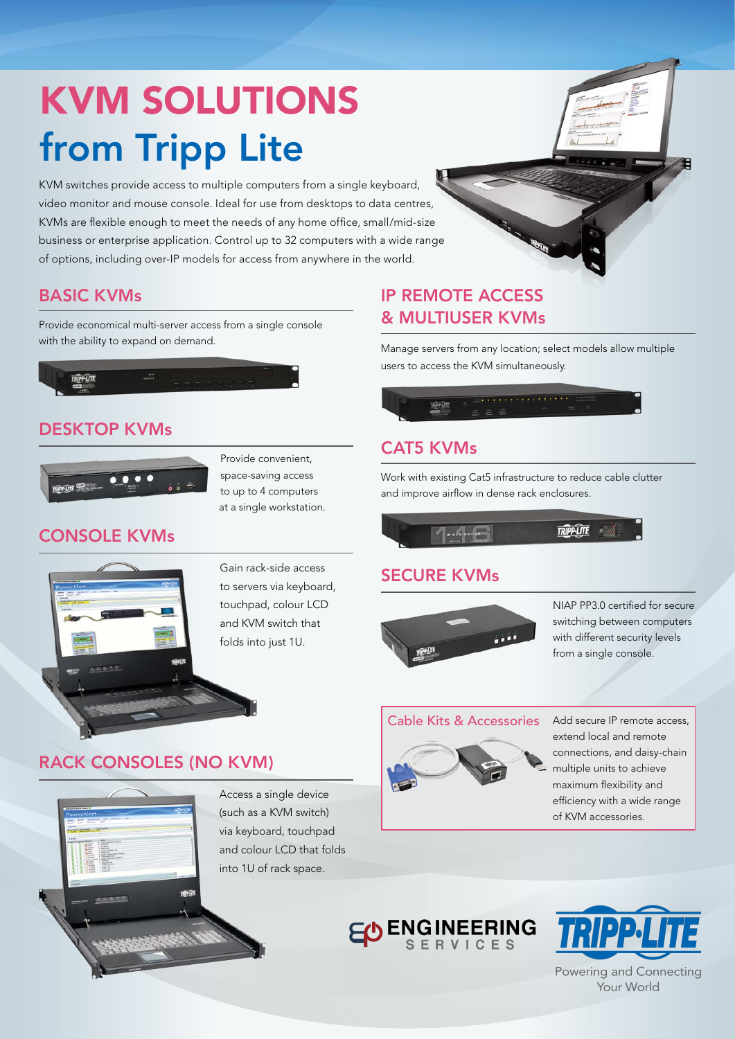# KVM SOLUTIONS from Tripp Lite

KVM switches provide access to multiple computers from a single keyboard, video monitor and mouse console. Ideal for use from desktops to data centres, KVMs are flexible enough to meet the needs of any home office, small/mid-size business or enterprise application. Control up to 32 computers with a wide range of options, including over-IP models for access from anywhere in the world.

## BASIC KVMs

Provide economical multi-server access from a single console with the ability to expand on demand.

## DESKTOP KVMs

Provide convenient, space-saving access to up to 4 computers at a single workstation.

## CONSOLE KVMs

Gain rack-side access to servers via keyboard, touchpad, colour LCD and KVM switch that folds into just 1U.

## RACK CONSOLES (NO KVM)

Access a single device (such as a KVM switch) via keyboard, touchpad and colour LCD that folds into 1U of rack space.

## IP REMOTE ACCESS & MULTIUSER KVMs

Manage servers from any location; select models allow multiple users to access the KVM simultaneously.

## CAT5 KVMs

Work with existing Cat5 infrastructure to reduce cable clutter and improve airflow in dense rack enclosures.

## SECURE KVMs

NIAP PP3.0 certified for secure switching between computers with different security levels from a single console.

## Cable Kits & Accessories

Add secure IP remote access, extend local and remote connections, and daisy-chain multiple units to achieve maximum flexibility and efficiency with a wide range of KVM accessories.

ENGINEERING SERVICES

TRIPP·LITE

Powering and Connecting Your World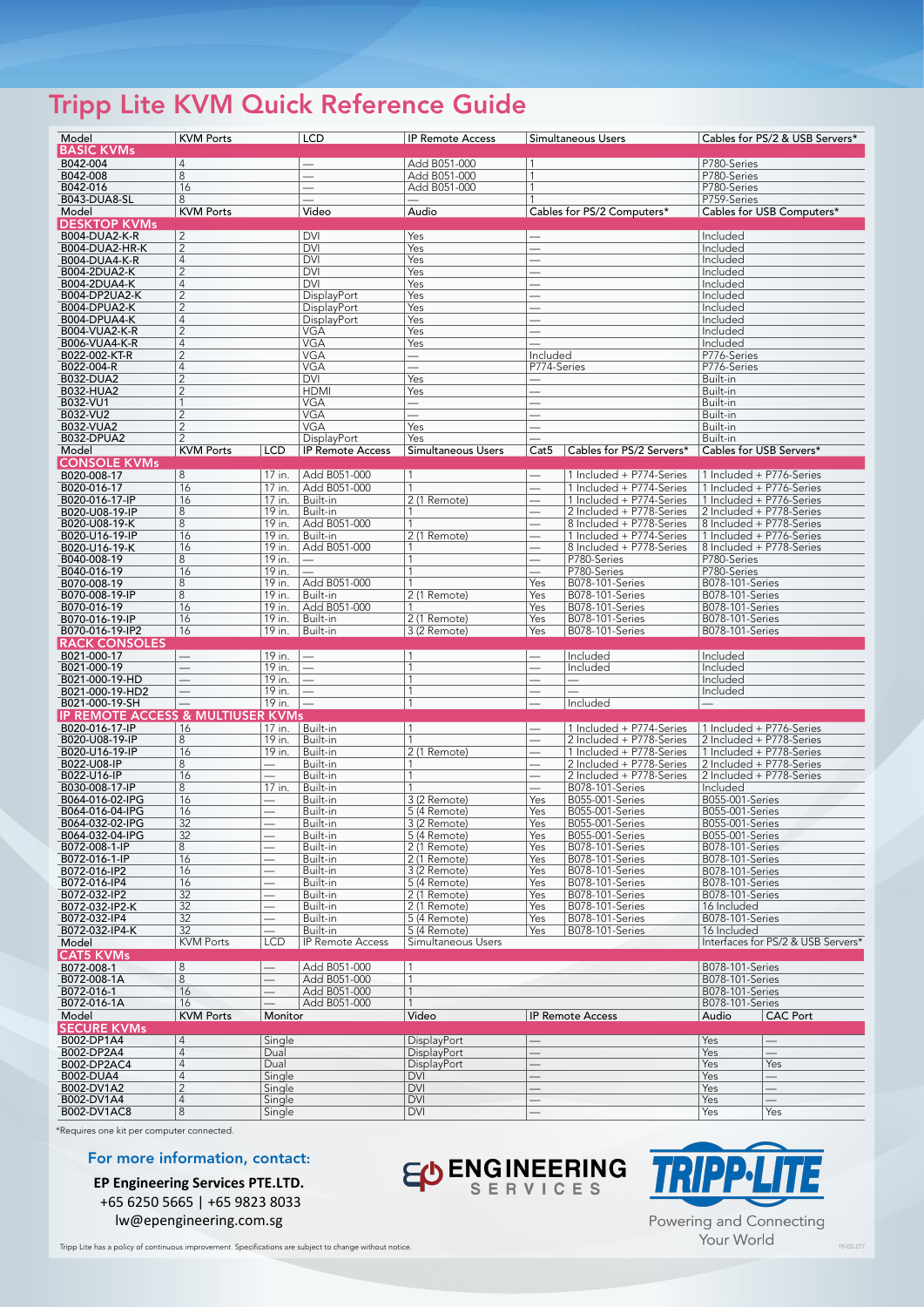# Tripp Lite KVM Quick Reference Guide

## BASIC KVMs

| Model | KVM Ports | LCD | IP Remote Access | Simultaneous Users | Cables for PS/2 & USB Servers* |
|---|---|---|---|---|---|
| B042-004 | 4 | — | Add B051-000 | 1 | P780-Series |
| B042-008 | 8 | — | Add B051-000 | 1 | P780-Series |
| B042-016 | 16 | — | Add B051-000 | 1 | P780-Series |
| B043-DUA8-SL | 8 | — | — | 1 | P759-Series |

## DESKTOP KVMs

| Model | KVM Ports | Video | Audio | Cables for PS/2 Computers* | Cables for USB Computers* |
|---|---|---|---|---|---|
| B004-DUA2-K-R | 2 | DVI | Yes | — | Included |
| B004-DUA2-HR-K | 2 | DVI | Yes | — | Included |
| B004-DUA4-K-R | 4 | DVI | Yes | — | Included |
| B004-2DUA2-K | 2 | DVI | Yes | — | Included |
| B004-2DUA4-K | 4 | DVI | Yes | — | Included |
| B004-DP2UA2-K | 2 | DisplayPort | Yes | — | Included |
| B004-DPUA2-K | 2 | DisplayPort | Yes | — | Included |
| B004-DPUA4-K | 4 | DisplayPort | Yes | — | Included |
| B004-VUA2-K-R | 2 | VGA | Yes | — | Included |
| B006-VUA4-K-R | 4 | VGA | Yes | — | Included |
| B022-002-KT-R | 2 | VGA | — | Included | P776-Series |
| B022-004-R | 4 | VGA | — | P774-Series | P776-Series |
| B032-DUA2 | 2 | DVI | Yes | — | Built-in |
| B032-HUA2 | 2 | HDMI | Yes | — | Built-in |
| B032-VU1 | 1 | VGA | — | — | Built-in |
| B032-VU2 | 2 | VGA | — | — | Built-in |
| B032-VUA2 | 2 | VGA | Yes | — | Built-in |
| B032-DPUA2 | 2 | DisplayPort | Yes | — | Built-in |

## CONSOLE KVMs

| Model | KVM Ports | LCD | IP Remote Access | Simultaneous Users | Cat5 | Cables for PS/2 Servers* | Cables for USB Servers* |
|---|---|---|---|---|---|---|---|
| B020-008-17 | 8 | 17 in. | Add B051-000 | 1 | — | 1 Included + P774-Series | 1 Included + P776-Series |
| B020-016-17 | 16 | 17 in. | Add B051-000 | 1 | — | 1 Included + P774-Series | 1 Included + P776-Series |
| B020-016-17-IP | 16 | 17 in. | Built-in | 2 (1 Remote) | — | 1 Included + P774-Series | 1 Included + P776-Series |
| B020-U08-19-IP | 8 | 19 in. | Built-in | 1 | — | 2 Included + P778-Series | 2 Included + P778-Series |
| B020-U08-19-K | 8 | 19 in. | Add B051-000 | 1 | — | 8 Included + P778-Series | 8 Included + P778-Series |
| B020-U16-19-IP | 16 | 19 in. | Built-in | 2 (1 Remote) | — | 1 Included + P774-Series | 1 Included + P776-Series |
| B020-U16-19-K | 16 | 19 in. | Add B051-000 | 1 | — | 8 Included + P778-Series | 8 Included + P778-Series |
| B040-008-19 | 8 | 19 in. | — | 1 | — | P780-Series | P780-Series |
| B040-016-19 | 16 | 19 in. | — | 1 | — | P780-Series | P780-Series |
| B070-008-19 | 8 | 19 in. | Add B051-000 | 1 | Yes | B078-101-Series | B078-101-Series |
| B070-008-19-IP | 8 | 19 in. | Built-in | 2 (1 Remote) | Yes | B078-101-Series | B078-101-Series |
| B070-016-19 | 16 | 19 in. | Add B051-000 | 1 | Yes | B078-101-Series | B078-101-Series |
| B070-016-19-IP | 16 | 19 in. | Built-in | 2 (1 Remote) | Yes | B078-101-Series | B078-101-Series |
| B070-016-19-IP2 | 16 | 19 in. | Built-in | 3 (2 Remote) | Yes | B078-101-Series | B078-101-Series |

## RACK CONSOLES

| Model | KVM Ports | LCD | IP Remote Access | Simultaneous Users | Cat5 | Cables for PS/2 Servers* | Cables for USB Servers* |
|---|---|---|---|---|---|---|---|
| B021-000-17 | — | 19 in. | — | 1 | — | Included | Included |
| B021-000-19 | — | 19 in. | — | 1 | — | Included | Included |
| B021-000-19-HD | — | 19 in. | — | 1 | — | — | Included |
| B021-000-19-HD2 | — | 19 in. | — | 1 | — | — | Included |
| B021-000-19-SH | — | 19 in. | — | 1 | — | Included | — |

## IP REMOTE ACCESS & MULTIUSER KVMs

| Model | KVM Ports | LCD | IP Remote Access | Simultaneous Users | Cat5 | Cables for PS/2 Servers* | Cables for USB Servers* |
|---|---|---|---|---|---|---|---|
| B020-016-17-IP | 16 | 17 in. | Built-in | 1 | — | 1 Included + P774-Series | 1 Included + P776-Series |
| B020-U08-19-IP | 8 | 19 in. | Built-in | 1 | — | 2 Included + P778-Series | 2 Included + P778-Series |
| B020-U16-19-IP | 16 | 19 in. | Built-in | 2 (1 Remote) | — | 1 Included + P778-Series | 1 Included + P778-Series |
| B022-U08-IP | 8 | — | Built-in | 1 | — | 2 Included + P778-Series | 2 Included + P778-Series |
| B022-U16-IP | 16 | — | Built-in | 1 | — | 2 Included + P778-Series | 2 Included + P778-Series |
| B030-008-17-IP | 8 | 17 in. | Built-in | 1 | — | B078-101-Series | Included |
| B064-016-02-IPG | 16 | — | Built-in | 3 (2 Remote) | Yes | B055-001-Series | B055-001-Series |
| B064-016-04-IPG | 16 | — | Built-in | 5 (4 Remote) | Yes | B055-001-Series | B055-001-Series |
| B064-032-02-IPG | 32 | — | Built-in | 3 (2 Remote) | Yes | B055-001-Series | B055-001-Series |
| B064-032-04-IPG | 32 | — | Built-in | 5 (4 Remote) | Yes | B055-001-Series | B055-001-Series |
| B072-008-1-IP | 8 | — | Built-in | 2 (1 Remote) | Yes | B078-101-Series | B078-101-Series |
| B072-016-1-IP | 16 | — | Built-in | 2 (1 Remote) | Yes | B078-101-Series | B078-101-Series |
| B072-016-IP2 | 16 | — | Built-in | 3 (2 Remote) | Yes | B078-101-Series | B078-101-Series |
| B072-016-IP4 | 16 | — | Built-in | 5 (4 Remote) | Yes | B078-101-Series | B078-101-Series |
| B072-032-IP2 | 32 | — | Built-in | 2 (1 Remote) | Yes | B078-101-Series | B078-101-Series |
| B072-032-IP2-K | 32 | — | Built-in | 2 (1 Remote) | Yes | B078-101-Series | 16 Included |
| B072-032-IP4 | 32 | — | Built-in | 5 (4 Remote) | Yes | B078-101-Series | B078-101-Series |
| B072-032-IP4-K | 32 | — | Built-in | 5 (4 Remote) | Yes | B078-101-Series | 16 Included |

## CAT5 KVMs

| Model | KVM Ports | LCD | IP Remote Access | Simultaneous Users | Interfaces for PS/2 & USB Servers* |
|---|---|---|---|---|---|
| B072-008-1 | 8 | — | Add B051-000 | 1 | B078-101-Series |
| B072-008-1A | 8 | — | Add B051-000 | 1 | B078-101-Series |
| B072-016-1 | 16 | — | Add B051-000 | 1 | B078-101-Series |
| B072-016-1A | 16 | — | Add B051-000 | 1 | B078-101-Series |

## SECURE KVMs

| Model | KVM Ports | Monitor | Video | IP Remote Access | Audio | CAC Port |
|---|---|---|---|---|---|---|
| B002-DP1A4 | 4 | Single | DisplayPort | — | Yes | — |
| B002-DP2A4 | 4 | Dual | DisplayPort | — | Yes | — |
| B002-DP2AC4 | 4 | Dual | DisplayPort | — | Yes | Yes |
| B002-DUA4 | 4 | Single | DVI | — | Yes | — |
| B002-DV1A2 | 2 | Single | DVI | — | Yes | — |
| B002-DV1A4 | 4 | Single | DVI | — | Yes | — |
| B002-DV1AC8 | 8 | Single | DVI | — | Yes | Yes |

*Requires one kit per computer connected.

**For more information, contact:**

**EP Engineering Services PTE.LTD.**
+65 6250 5665 | +65 9823 8033
lw@epengineering.com.sg

EP ENGINEERING SERVICES

TRIPP·LITE
Powering and Connecting Your World

Tripp Lite has a policy of continuous improvement. Specifications are subject to change without notice.

19-02-277